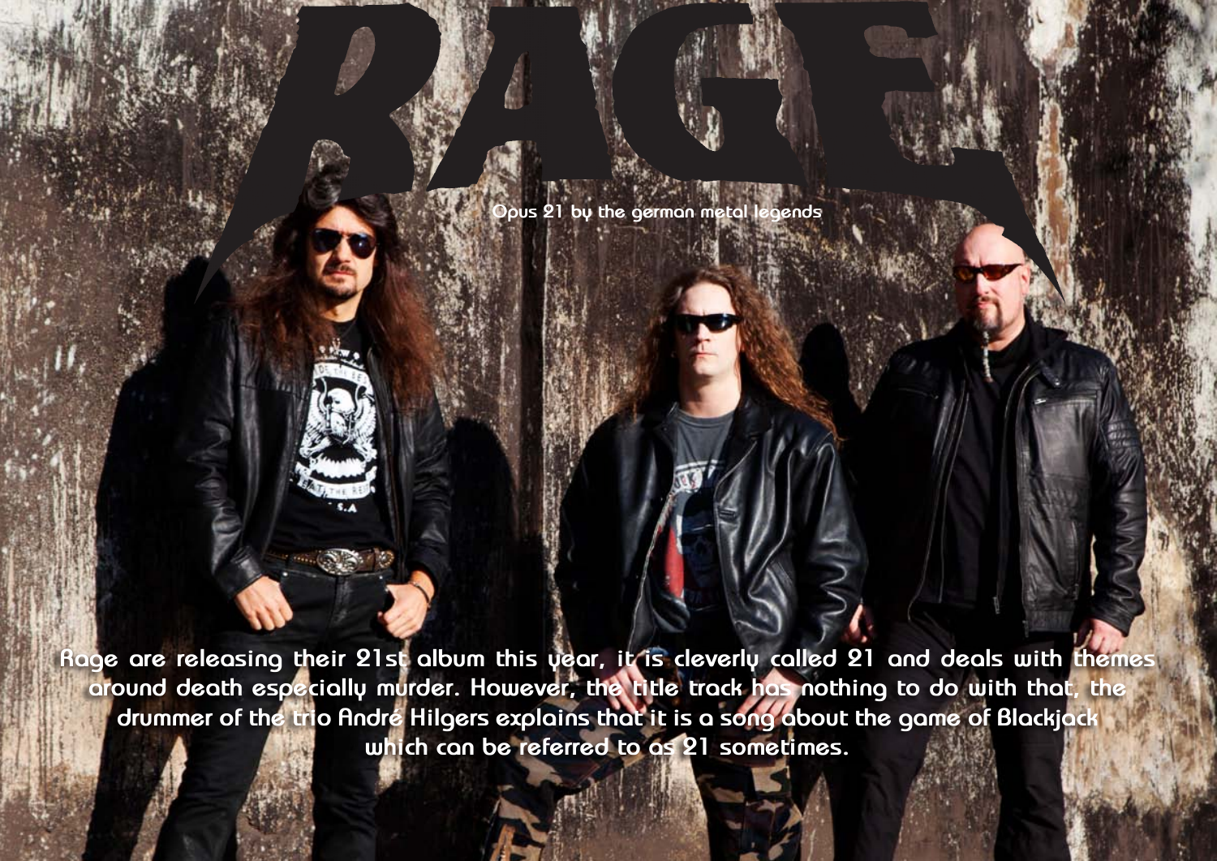# RAGE

Opus 21 by the german metal legends

Rage are releasing their 21st album this year, it is cleverly called 21 and deals with themes around death especially murder. However, the title track has nothing to do with that, the drummer of the trio André Hilgers explains that it is a song about the game of Blackjack which can be referred to as 21 sometimes.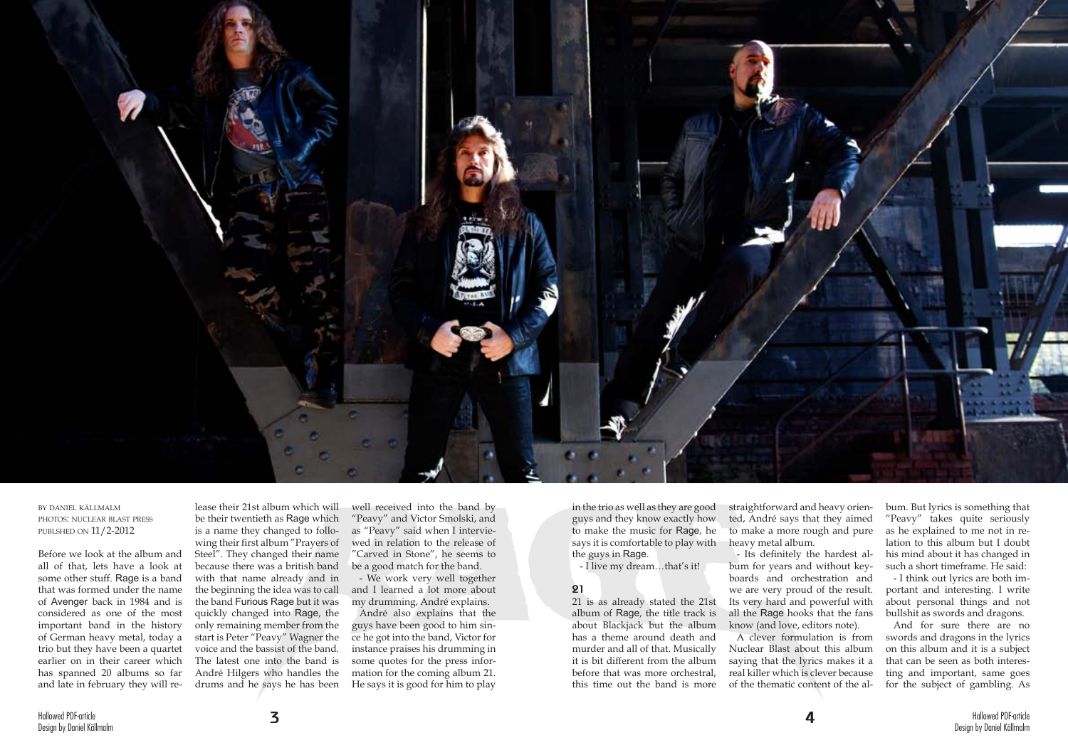BY DANIEL KÄLLMALM
PHOTOS: NUCLEAR BLAST PRESS
PUBLSHED ON 11/2-2012

Before we look at the album and all of that, lets have a look at some other stuff. Rage is a band that was formed under the name of Avenger back in 1984 and is considered as one of the most important band in the history of German heavy metal, today a trio but they have been a quartet earlier on in their career which has spanned 20 albums so far and late in february they will release their 21st album which will be their twentieth as Rage which is a name they changed to following their first album "Prayers of Steel". They changed their name because there was a british band with that name already and in the beginning the idea was to call the band Furious Rage but it was quickly changed into Rage, the only remaining member from the start is Peter "Peavy" Wagner the voice and the bassist of the band. The latest one into the band is André Hilgers who handles the drums and he says he has been well received into the band by "Peavy" and Victor Smolski, and as "Peavy" said when I interviewed in relation to the release of "Carved in Stone", he seems to be a good match for the band.

- We work very well together and I learned a lot more about my drumming, André explains.

André also explains that the guys have been good to him since he got into the band, Victor for instance praises his drumming in some quotes for the press information for the coming album 21. He says it is good for him to play in the trio as well as they are good guys and they know exactly how to make the music for Rage, he says it is comfortable to play with the guys in Rage.

- I live my dream…that's it!

## 21

21 is as already stated the 21st album of Rage, the title track is about Blackjack but the album has a theme around death and murder and all of that. Musically it is bit different from the album before that was more orchestral, this time out the band is more straightforward and heavy oriented, André says that they aimed to make a more rough and pure heavy metal album.

- Its definitely the hardest album for years and without keyboards and orchestration and we are very proud of the result. Its very hard and powerful with all the Rage hooks that the fans know (and love, editors note).

A clever formulation is from Nuclear Blast about this album saying that the lyrics makes it a real killer which is clever because of the thematic content of the album. But lyrics is something that "Peavy" takes quite seriously as he explained to me not in relation to this album but I doubt his mind about it has changed in such a short timeframe. He said:

- I think out lyrics are both important and interesting. I write about personal things and not bullshit as swords and dragons.

And for sure there are no swords and dragons in the lyrics on this album and it is a subject that can be seen as both interesting and important, same goes for the subject of gambling. As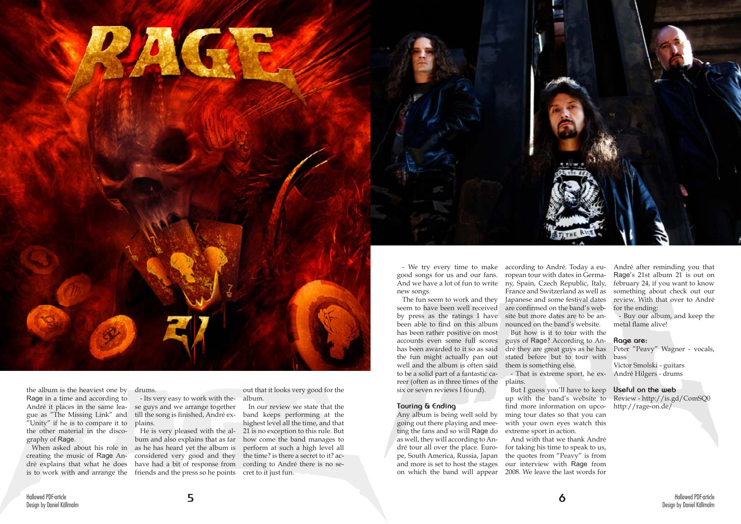the album is the heaviest one by Rage in a time and according to André it places in the same league as "The Missing Link" and "Unity" if he is to compare it to the other material in the discography of Rage.

When asked about his role in creating the music of Rage André explains that what he does is to work with and arrange the drums.

- Its very easy to work with these guys and we arrange together till the song is finished, André explains.

He is very pleased with the album and also explains that as far as he has heard yet the album is considered very good and they have had a bit of response from friends and the press so he points out that it looks very good for the album.

In our review we state that the band keeps performing at the highest level all the time, and that 21 is no exception to this rule. But how come the band manages to perform at such a high level all the time? is there a secret to it? according to André there is no secret to it just fun.

- We try every time to make good songs for us and our fans. And we have a lot of fun to write new songs.

The fun seem to work and they seem to have been well received by press as the ratings I have been able to find on this album has been rather positive on most accounts even some full scores has been awarded to it so as said the fun might actually pan out well and the album is often said to be a solid part of a fantastic career (often as in three times of the six or seven reviews I found).

## Touring & Ending

Any album is being well sold by going out there playing and meeting the fans and so will Rage do as well, they will according to André tour all over the place. Europe, South America, Russia, Japan and more is set to host the stages on which the band will appear according to André. Today a european tour with dates in Germany, Spain, Czech Republic, Italy, France and Switzerland as well as Japanese and some festival dates are confirmed on the band's website but more dates are to be announced on the band's website.

But how is it to tour with the guys of Rage? According to André they are great guys as he has stated before but to tour with them is something else.

- That is extreme sport, he explains.

But I guess you'll have to keep up with the band's website to find more information on upcoming tour dates so that you can with your own eyes watch this extreme sport in action.

And with that we thank André for taking his time to speak to us, the quotes from "Peavy" is from our interview with Rage from 2008. We leave the last words for André after reminding you that Rage's 21st album 21 is out on february 24, if you want to know something about check out our review. With that over to André for the ending:

- Buy our album, and keep the metal flame alive!

## Rage are:

Peter "Peavy" Wagner - vocals, bass
Victor Smolski - guitars
André Hilgers - drums

## Useful on the web

Review - http://is.gd/ComSQ0
http://rage-on.de/